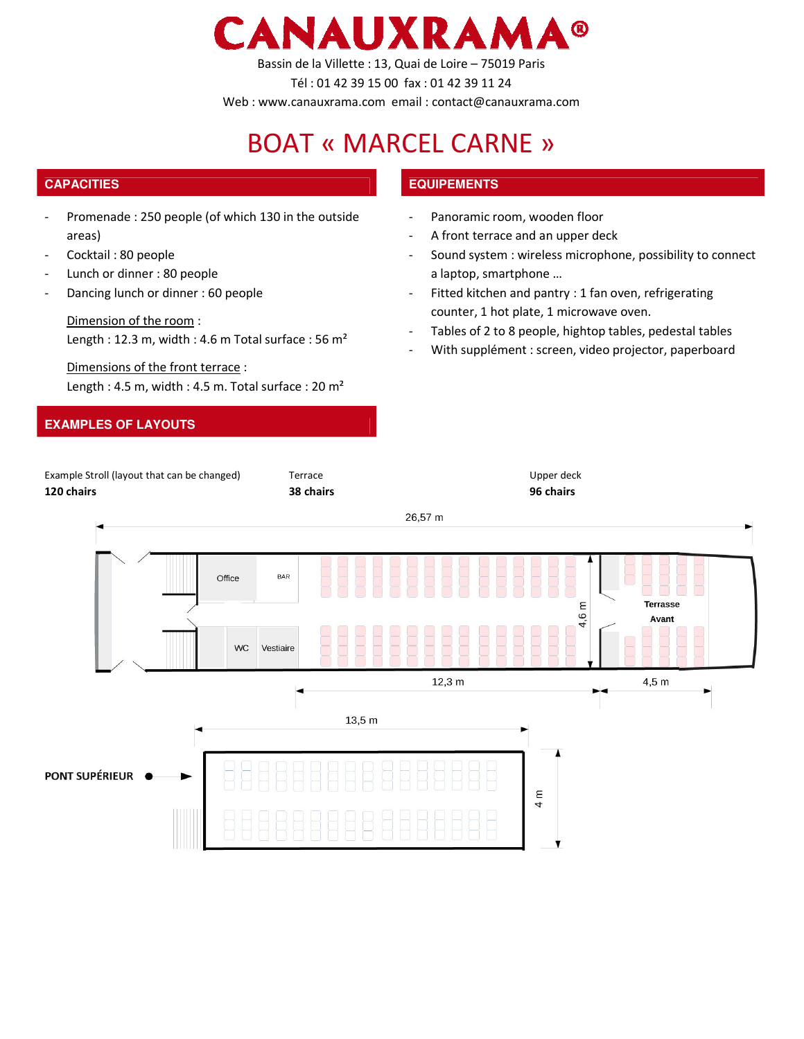# CANAUXRAMA®

Bassin de la Villette : 13, Quai de Loire – 75019 Paris

Tél : 01 42 39 15 00 fax : 01 42 39 11 24

Web : www.canauxrama.com email : contact@canauxrama.com

# BOAT « MARCEL CARNE »

## CAPACITIES

- Promenade : 250 people (of which 130 in the outside areas)
- Cocktail : 80 people
- Lunch or dinner : 80 people
- Dancing lunch or dinner : 60 people

Dimension of the room :
Length : 12.3 m, width : 4.6 m Total surface : 56 m²

Dimensions of the front terrace :
Length : 4.5 m, width : 4.5 m. Total surface : 20 m²

## EQUIPEMENTS

- Panoramic room, wooden floor
- A front terrace and an upper deck
- Sound system : wireless microphone, possibility to connect a laptop, smartphone …
- Fitted kitchen and pantry : 1 fan oven, refrigerating counter, 1 hot plate, 1 microwave oven.
- Tables of 2 to 8 people, hightop tables, pedestal tables
- With supplément : screen, video projector, paperboard

## EXAMPLES OF LAYOUTS

Example Stroll (layout that can be changed)
**120 chairs**

Terrace
**38 chairs**

Upper deck
**96 chairs**

26,57 m

Office | BAR | WC | Vestiaire | 4,6 m | Terrasse Avant

12,3 m | 4,5 m

13,5 m

PONT SUPÉRIEUR

4 m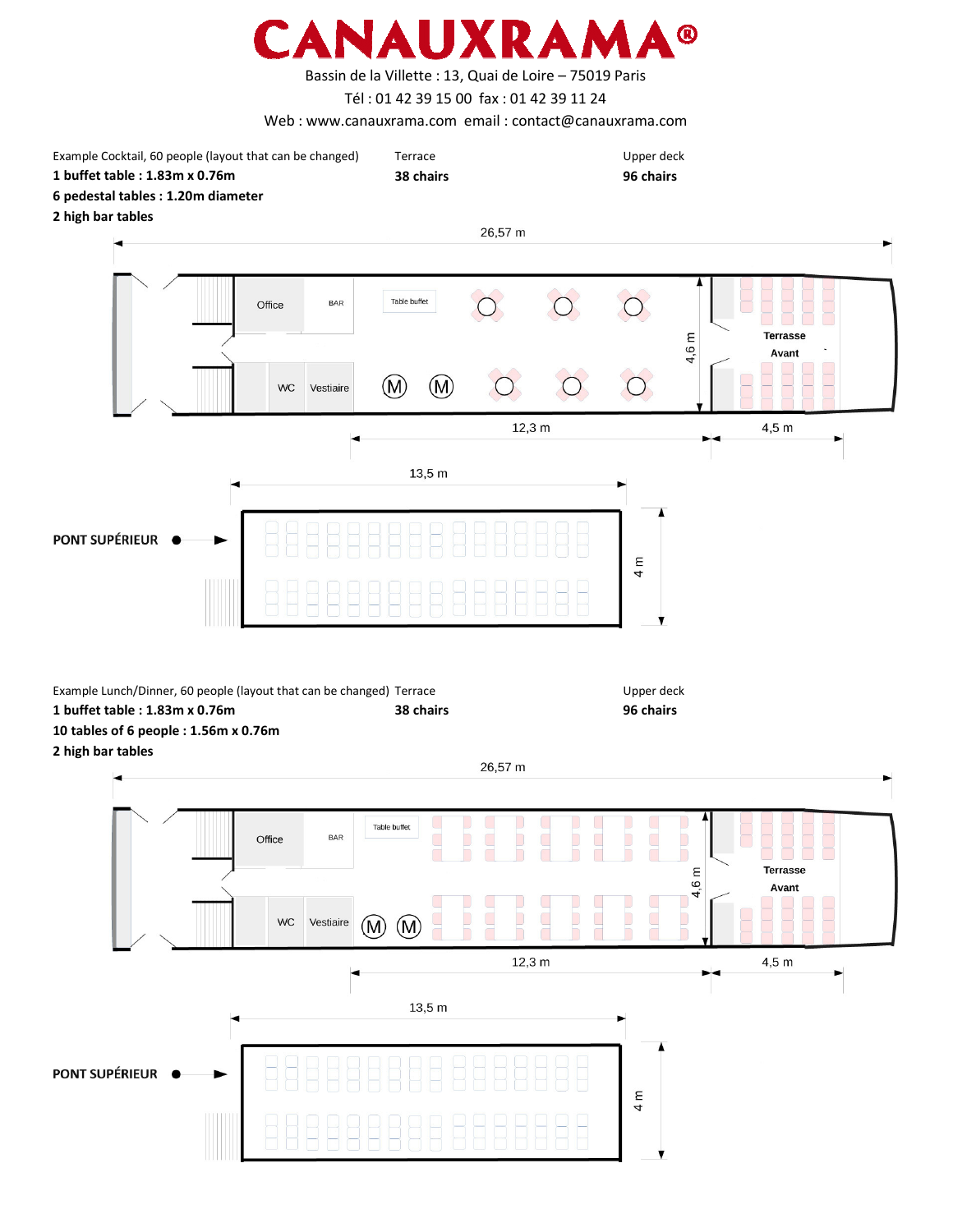# CANAUXRAMA®

Bassin de la Villette : 13, Quai de Loire – 75019 Paris

Tél : 01 42 39 15 00  fax : 01 42 39 11 24

Web : www.canauxrama.com  email : contact@canauxrama.com

Example Cocktail, 60 people (layout that can be changed)

**1 buffet table : 1.83m x 0.76m**

**6 pedestal tables : 1.20m diameter**

**2 high bar tables**

Terrace

**38 chairs**

Upper deck

**96 chairs**

26,57 m

Office

BAR

Table buffet

WC

Vestiaire

M

M

4,6 m

Terrasse

Avant

12,3 m

4,5 m

13,5 m

**PONT SUPÉRIEUR**

4 m

Example Lunch/Dinner, 60 people (layout that can be changed)

**1 buffet table : 1.83m x 0.76m**

**10 tables of 6 people : 1.56m x 0.76m**

**2 high bar tables**

Terrace

**38 chairs**

Upper deck

**96 chairs**

26,57 m

Office

BAR

Table buffet

WC

Vestiaire

M

M

4,6 m

Terrasse

Avant

12,3 m

4,5 m

13,5 m

**PONT SUPÉRIEUR**

4 m